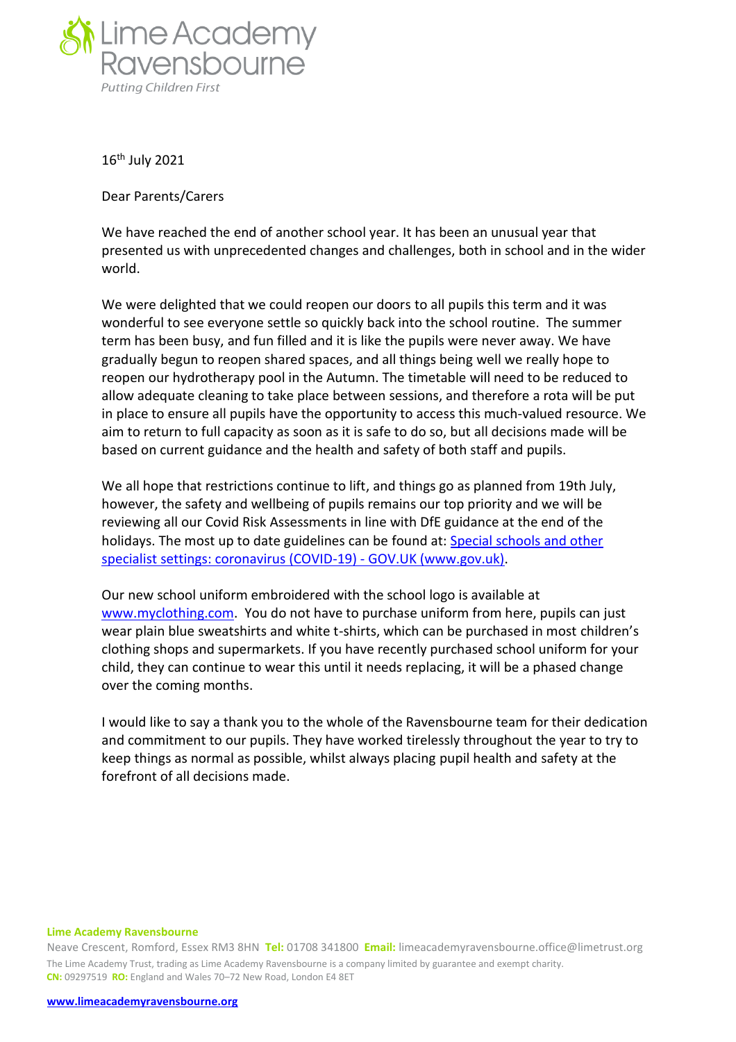Lime Academy Ravensbourne

*Putting Children First*

16th July 2021

Dear Parents/Carers

We have reached the end of another school year. It has been an unusual year that presented us with unprecedented changes and challenges, both in school and in the wider world.

We were delighted that we could reopen our doors to all pupils this term and it was wonderful to see everyone settle so quickly back into the school routine. The summer term has been busy, and fun filled and it is like the pupils were never away. We have gradually begun to reopen shared spaces, and all things being well we really hope to reopen our hydrotherapy pool in the Autumn. The timetable will need to be reduced to allow adequate cleaning to take place between sessions, and therefore a rota will be put in place to ensure all pupils have the opportunity to access this much-valued resource. We aim to return to full capacity as soon as it is safe to do so, but all decisions made will be based on current guidance and the health and safety of both staff and pupils.

We all hope that restrictions continue to lift, and things go as planned from 19th July, however, the safety and wellbeing of pupils remains our top priority and we will be reviewing all our Covid Risk Assessments in line with DfE guidance at the end of the holidays. The most up to date guidelines can be found at: [Special schools and other specialist settings: coronavirus (COVID-19) - GOV.UK (www.gov.uk)](www.gov.uk).

Our new school uniform embroidered with the school logo is available at [www.myclothing.com](www.myclothing.com). You do not have to purchase uniform from here, pupils can just wear plain blue sweatshirts and white t-shirts, which can be purchased in most children's clothing shops and supermarkets. If you have recently purchased school uniform for your child, they can continue to wear this until it needs replacing, it will be a phased change over the coming months.

I would like to say a thank you to the whole of the Ravensbourne team for their dedication and commitment to our pupils. They have worked tirelessly throughout the year to try to keep things as normal as possible, whilst always placing pupil health and safety at the forefront of all decisions made.

**Lime Academy Ravensbourne**

Neave Crescent, Romford, Essex RM3 8HN **Tel:** 01708 341800 **Email:** limeacademyravensbourne.office@limetrust.org

The Lime Academy Trust, trading as Lime Academy Ravensbourne is a company limited by guarantee and exempt charity.

**CN:** 09297519 **RO:** England and Wales 70–72 New Road, London E4 8ET

[www.limeacademyravensbourne.org](www.limeacademyravensbourne.org)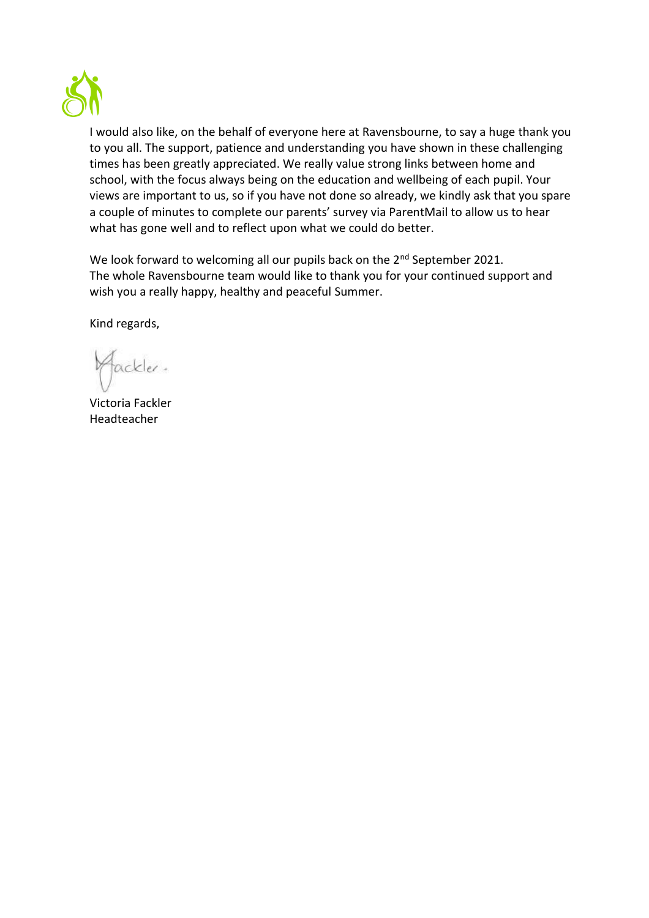I would also like, on the behalf of everyone here at Ravensbourne, to say a huge thank you to you all. The support, patience and understanding you have shown in these challenging times has been greatly appreciated. We really value strong links between home and school, with the focus always being on the education and wellbeing of each pupil. Your views are important to us, so if you have not done so already, we kindly ask that you spare a couple of minutes to complete our parents' survey via ParentMail to allow us to hear what has gone well and to reflect upon what we could do better.

We look forward to welcoming all our pupils back on the 2nd September 2021.
The whole Ravensbourne team would like to thank you for your continued support and wish you a really happy, healthy and peaceful Summer.

Kind regards,

Victoria Fackler
Headteacher